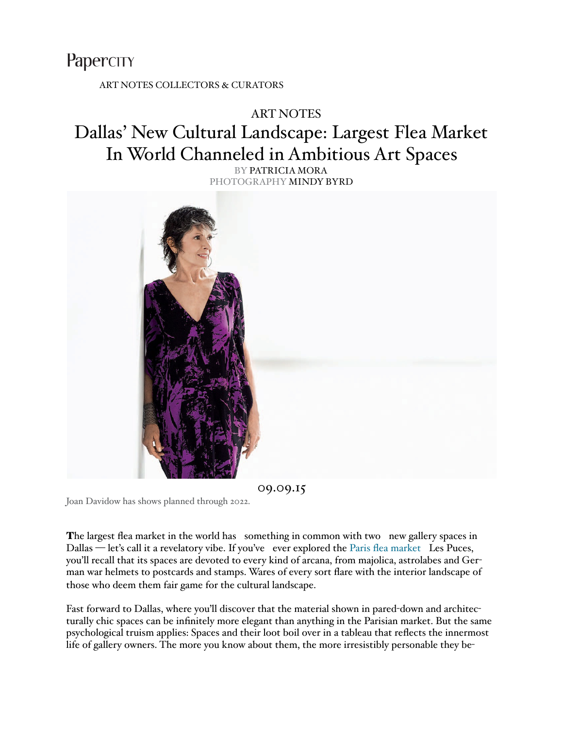PaperCITY

ART NOTES COLLECTORS & CURATORS

ART NOTES

# Dallas' New Cultural Landscape: Largest Flea Market In World Channeled in Ambitious Art Spaces

BY PATRICIA MORA
PHOTOGRAPHY MINDY BYRD

09.09.15

Joan Davidow has shows planned through 2022.

**T**he largest flea market in the world has something in common with two new gallery spaces in Dallas — let's call it a revelatory vibe. If you've ever explored the Paris flea market Les Puces, you'll recall that its spaces are devoted to every kind of arcana, from majolica, astrolabes and German war helmets to postcards and stamps. Wares of every sort flare with the interior landscape of those who deem them fair game for the cultural landscape.

Fast forward to Dallas, where you'll discover that the material shown in pared-down and architecturally chic spaces can be infinitely more elegant than anything in the Parisian market. But the same psychological truism applies: Spaces and their loot boil over in a tableau that reflects the innermost life of gallery owners. The more you know about them, the more irresistibly personable they be-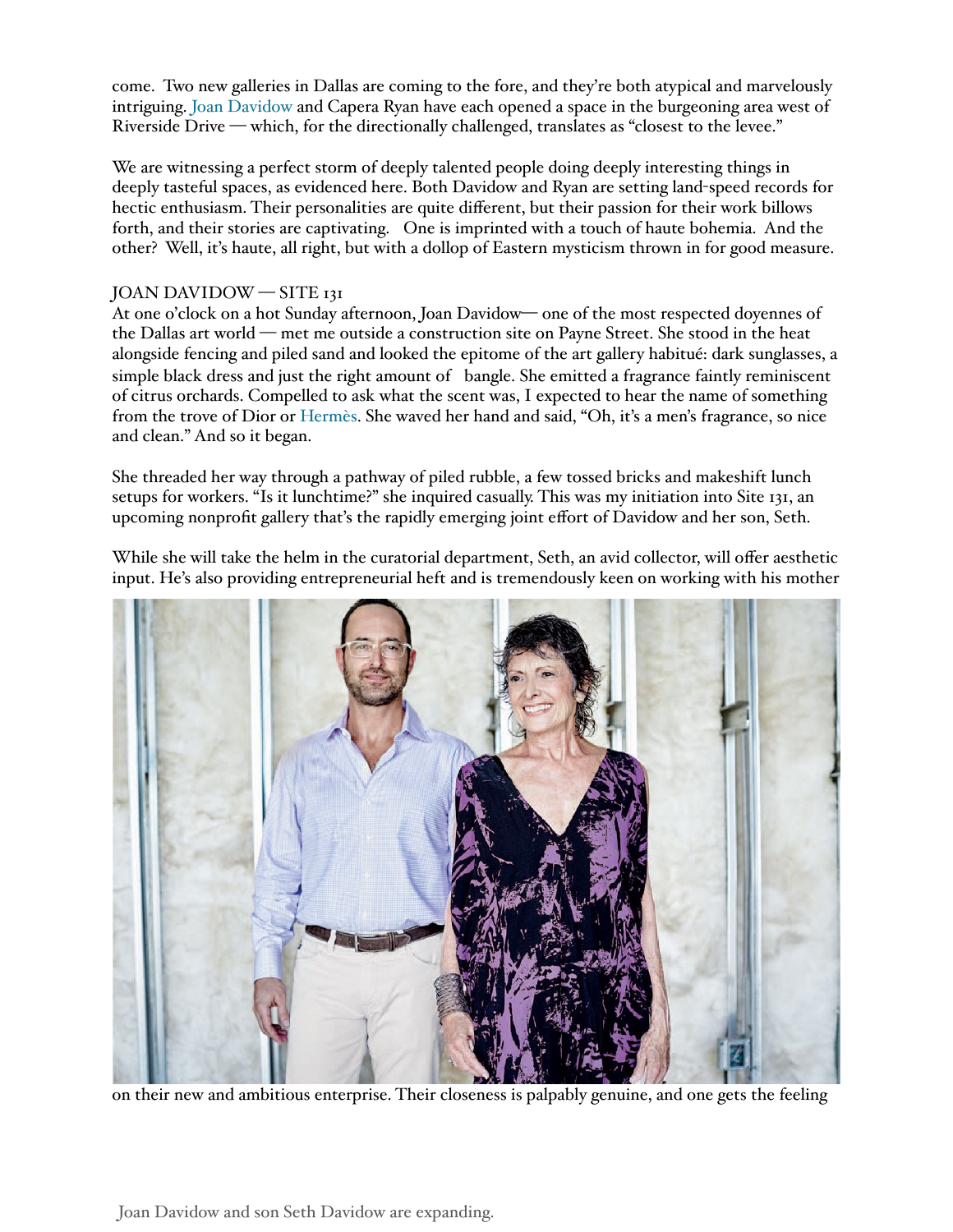come. Two new galleries in Dallas are coming to the fore, and they're both atypical and marvelously intriguing. Joan Davidow and Capera Ryan have each opened a space in the burgeoning area west of Riverside Drive — which, for the directionally challenged, translates as "closest to the levee."

We are witnessing a perfect storm of deeply talented people doing deeply interesting things in deeply tasteful spaces, as evidenced here. Both Davidow and Ryan are setting land-speed records for hectic enthusiasm. Their personalities are quite different, but their passion for their work billows forth, and their stories are captivating. One is imprinted with a touch of haute bohemia. And the other? Well, it's haute, all right, but with a dollop of Eastern mysticism thrown in for good measure.

JOAN DAVIDOW — SITE 131

At one o'clock on a hot Sunday afternoon, Joan Davidow— one of the most respected doyennes of the Dallas art world — met me outside a construction site on Payne Street. She stood in the heat alongside fencing and piled sand and looked the epitome of the art gallery habitué: dark sunglasses, a simple black dress and just the right amount of bangle. She emitted a fragrance faintly reminiscent of citrus orchards. Compelled to ask what the scent was, I expected to hear the name of something from the trove of Dior or Hermès. She waved her hand and said, "Oh, it's a men's fragrance, so nice and clean." And so it began.

She threaded her way through a pathway of piled rubble, a few tossed bricks and makeshift lunch setups for workers. "Is it lunchtime?" she inquired casually. This was my initiation into Site 131, an upcoming nonprofit gallery that's the rapidly emerging joint effort of Davidow and her son, Seth.

While she will take the helm in the curatorial department, Seth, an avid collector, will offer aesthetic input. He's also providing entrepreneurial heft and is tremendously keen on working with his mother on their new and ambitious enterprise. Their closeness is palpably genuine, and one gets the feeling

Joan Davidow and son Seth Davidow are expanding.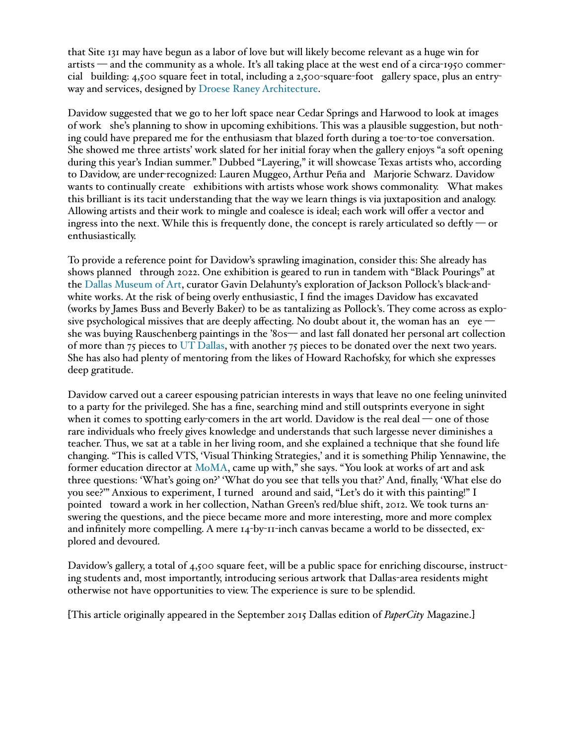that Site 131 may have begun as a labor of love but will likely become relevant as a huge win for artists — and the community as a whole. It's all taking place at the west end of a circa-1950 commercial building: 4,500 square feet in total, including a 2,500-square-foot gallery space, plus an entryway and services, designed by Droese Raney Architecture.

Davidow suggested that we go to her loft space near Cedar Springs and Harwood to look at images of work she's planning to show in upcoming exhibitions. This was a plausible suggestion, but nothing could have prepared me for the enthusiasm that blazed forth during a toe-to-toe conversation. She showed me three artists' work slated for her initial foray when the gallery enjoys "a soft opening during this year's Indian summer." Dubbed "Layering," it will showcase Texas artists who, according to Davidow, are under-recognized: Lauren Muggeo, Arthur Peña and Marjorie Schwarz. Davidow wants to continually create exhibitions with artists whose work shows commonality. What makes this brilliant is its tacit understanding that the way we learn things is via juxtaposition and analogy. Allowing artists and their work to mingle and coalesce is ideal; each work will offer a vector and ingress into the next. While this is frequently done, the concept is rarely articulated so deftly — or enthusiastically.

To provide a reference point for Davidow's sprawling imagination, consider this: She already has shows planned through 2022. One exhibition is geared to run in tandem with "Black Pourings" at the Dallas Museum of Art, curator Gavin Delahunty's exploration of Jackson Pollock's black-and-white works. At the risk of being overly enthusiastic, I find the images Davidow has excavated (works by James Buss and Beverly Baker) to be as tantalizing as Pollock's. They come across as explosive psychological missives that are deeply affecting. No doubt about it, the woman has an eye — she was buying Rauschenberg paintings in the '80s— and last fall donated her personal art collection of more than 75 pieces to UT Dallas, with another 75 pieces to be donated over the next two years. She has also had plenty of mentoring from the likes of Howard Rachofsky, for which she expresses deep gratitude.

Davidow carved out a career espousing patrician interests in ways that leave no one feeling uninvited to a party for the privileged. She has a fine, searching mind and still outsprints everyone in sight when it comes to spotting early-comers in the art world. Davidow is the real deal — one of those rare individuals who freely gives knowledge and understands that such largesse never diminishes a teacher. Thus, we sat at a table in her living room, and she explained a technique that she found life changing. "This is called VTS, 'Visual Thinking Strategies,' and it is something Philip Yennawine, the former education director at MoMA, came up with," she says. "You look at works of art and ask three questions: 'What's going on?' 'What do you see that tells you that?' And, finally, 'What else do you see?'" Anxious to experiment, I turned around and said, "Let's do it with this painting!" I pointed toward a work in her collection, Nathan Green's red/blue shift, 2012. We took turns answering the questions, and the piece became more and more interesting, more and more complex and infinitely more compelling. A mere 14-by-11-inch canvas became a world to be dissected, explored and devoured.

Davidow's gallery, a total of 4,500 square feet, will be a public space for enriching discourse, instructing students and, most importantly, introducing serious artwork that Dallas-area residents might otherwise not have opportunities to view. The experience is sure to be splendid.

[This article originally appeared in the September 2015 Dallas edition of *PaperCity* Magazine.]